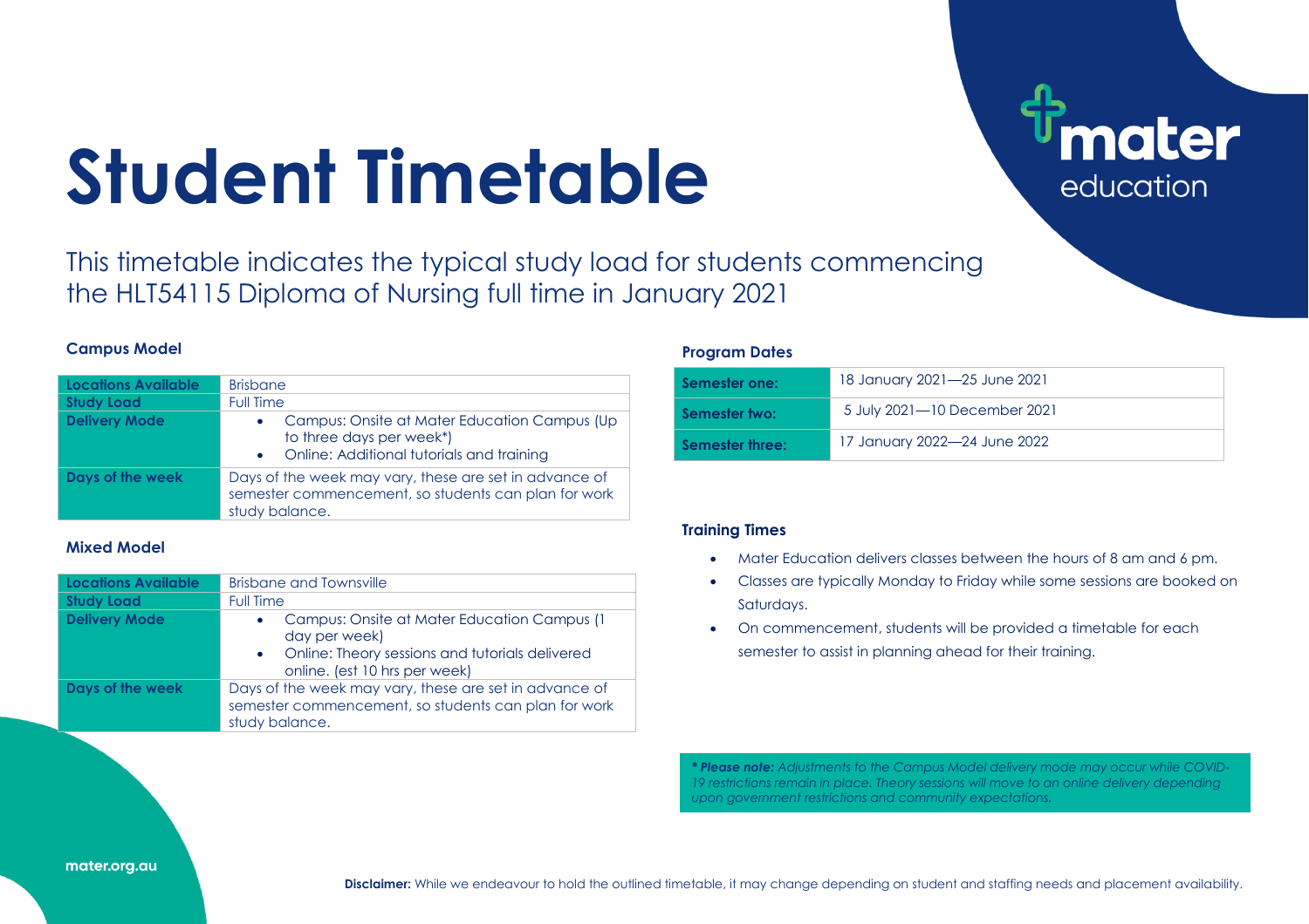# Student Timetable

This timetable indicates the typical study load for students commencing the HLT54115 Diploma of Nursing full time in January 2021

### Campus Model

| | |
|---|---|
| **Locations Available** | Brisbane |
| **Study Load** | Full Time |
| **Delivery Mode** | • Campus: Onsite at Mater Education Campus (Up to three days per week*)<br>• Online: Additional tutorials and training |
| **Days of the week** | Days of the week may vary, these are set in advance of semester commencement, so students can plan for work study balance. |

### Mixed Model

| | |
|---|---|
| **Locations Available** | Brisbane and Townsville |
| **Study Load** | Full Time |
| **Delivery Mode** | • Campus: Onsite at Mater Education Campus (1 day per week)<br>• Online: Theory sessions and tutorials delivered online. (est 10 hrs per week) |
| **Days of the week** | Days of the week may vary, these are set in advance of semester commencement, so students can plan for work study balance. |

### Program Dates

| | |
|---|---|
| **Semester one:** | 18 January 2021—25 June 2021 |
| **Semester two:** | 5 July 2021—10 December 2021 |
| **Semester three:** | 17 January 2022—24 June 2022 |

### Training Times

- Mater Education delivers classes between the hours of 8 am and 6 pm.
- Classes are typically Monday to Friday while some sessions are booked on Saturdays.
- On commencement, students will be provided a timetable for each semester to assist in planning ahead for their training.

***\* Please note:*** *Adjustments to the Campus Model delivery mode may occur while COVID-19 restrictions remain in place. Theory sessions will move to an online delivery depending upon government restrictions and community expectations.*

mater.org.au

**Disclaimer:** While we endeavour to hold the outlined timetable, it may change depending on student and staffing needs and placement availability.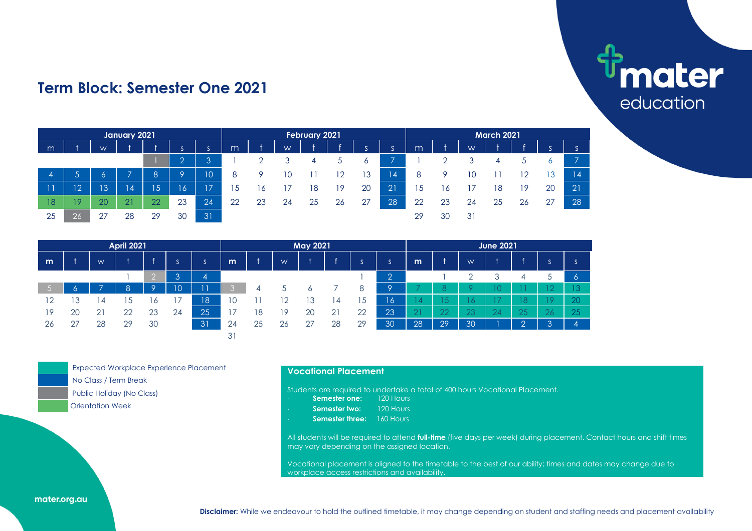# Term Block: Semester One 2021

mater education

| January 2021 | | | | | | |
|---|---|---|---|---|---|---|
| m | t | w | t | f | s | s |
| | | | | 1 | 2 | 3 |
| 4 | 5 | 6 | 7 | 8 | 9 | 10 |
| 11 | 12 | 13 | 14 | 15 | 16 | 17 |
| 18 | 19 | 20 | 21 | 22 | 23 | 24 |
| 25 | 26 | 27 | 28 | 29 | 30 | 31 |

| February 2021 | | | | | | |
|---|---|---|---|---|---|---|
| m | t | w | t | f | s | s |
| 1 | 2 | 3 | 4 | 5 | 6 | 7 |
| 8 | 9 | 10 | 11 | 12 | 13 | 14 |
| 15 | 16 | 17 | 18 | 19 | 20 | 21 |
| 22 | 23 | 24 | 25 | 26 | 27 | 28 |

| March 2021 | | | | | | |
|---|---|---|---|---|---|---|
| m | t | w | t | f | s | s |
| 1 | 2 | 3 | 4 | 5 | 6 | 7 |
| 8 | 9 | 10 | 11 | 12 | 13 | 14 |
| 15 | 16 | 17 | 18 | 19 | 20 | 21 |
| 22 | 23 | 24 | 25 | 26 | 27 | 28 |
| 29 | 30 | 31 | | | | |

| April 2021 | | | | | | |
|---|---|---|---|---|---|---|
| m | t | w | t | f | s | s |
| | | | 1 | 2 | 3 | 4 |
| 5 | 6 | 7 | 8 | 9 | 10 | 11 |
| 12 | 13 | 14 | 15 | 16 | 17 | 18 |
| 19 | 20 | 21 | 22 | 23 | 24 | 25 |
| 26 | 27 | 28 | 29 | 30 | | 31 |

| May 2021 | | | | | | |
|---|---|---|---|---|---|---|
| m | t | w | t | f | s | s |
| | | | | | 1 | 2 |
| 3 | 4 | 5 | 6 | 7 | 8 | 9 |
| 10 | 11 | 12 | 13 | 14 | 15 | 16 |
| 17 | 18 | 19 | 20 | 21 | 22 | 23 |
| 24 | 25 | 26 | 27 | 28 | 29 | 30 |
| 31 | | | | | | |

| June 2021 | | | | | | |
|---|---|---|---|---|---|---|
| m | t | w | t | f | s | s |
| | 1 | 2 | 3 | 4 | 5 | 6 |
| 7 | 8 | 9 | 10 | 11 | 12 | 13 |
| 14 | 15 | 16 | 17 | 18 | 19 | 20 |
| 21 | 22 | 23 | 24 | 25 | 26 | 25 |
| 28 | 29 | 30 | 1 | 2 | 3 | 4 |

Expected Workplace Experience Placement

No Class / Term Break

Public Holiday (No Class)

Orientation Week

## Vocational Placement

Students are required to undertake a total of 400 hours Vocational Placement.

- **Semester one:** 120 Hours
- **Semester two:** 120 Hours
- **Semester three:** 160 Hours

All students will be required to attend **full-time** (five days per week) during placement. Contact hours and shift times may vary depending on the assigned location.

Vocational placement is aligned to the timetable to the best of our ability; times and dates may change due to workplace access restrictions and availability.

mater.org.au

**Disclaimer:** While we endeavour to hold the outlined timetable, it may change depending on student and staffing needs and placement availability